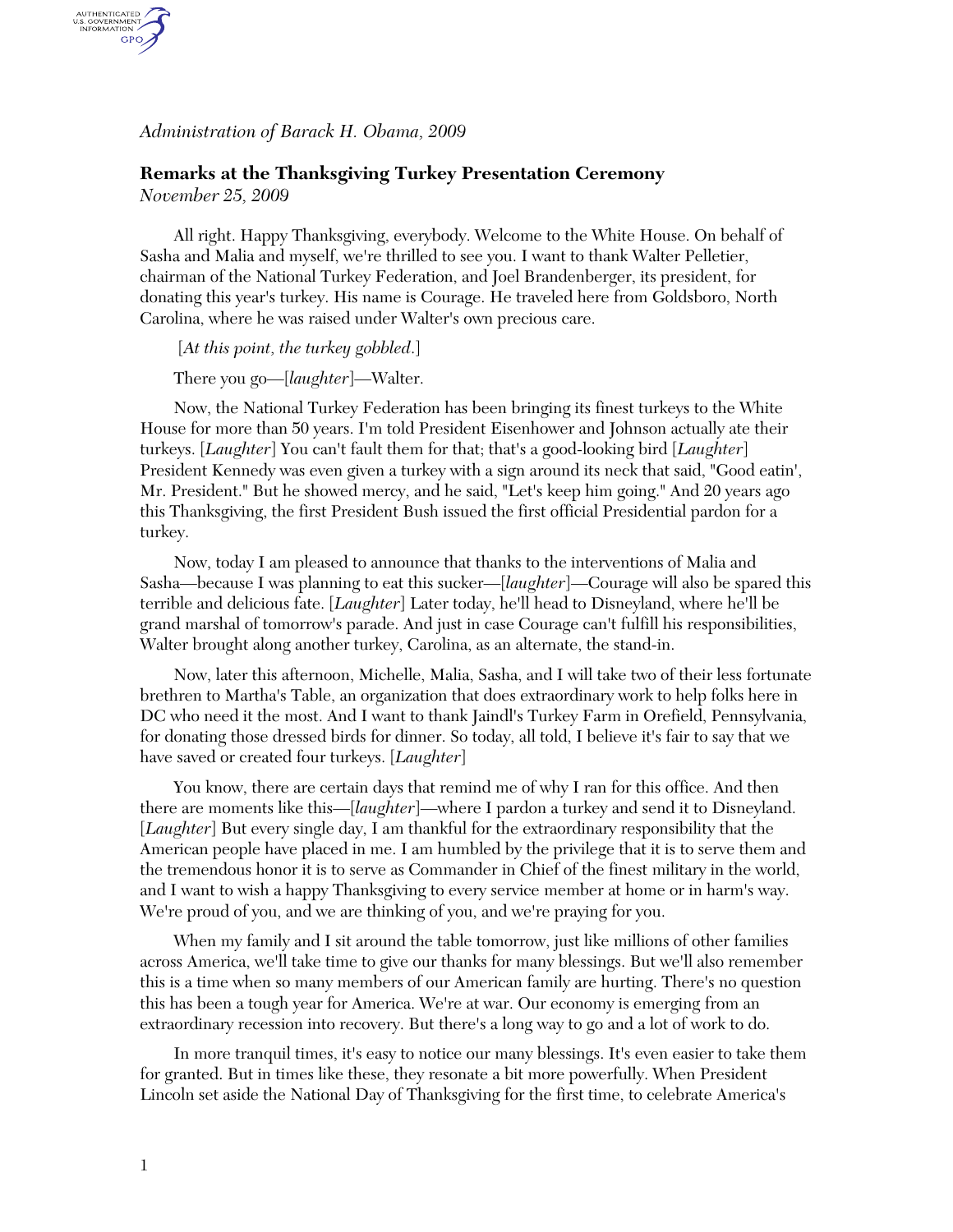*Administration of Barack H. Obama, 2009*

**Remarks at the Thanksgiving Turkey Presentation Ceremony**
*November 25, 2009*

All right. Happy Thanksgiving, everybody. Welcome to the White House. On behalf of Sasha and Malia and myself, we're thrilled to see you. I want to thank Walter Pelletier, chairman of the National Turkey Federation, and Joel Brandenberger, its president, for donating this year's turkey. His name is Courage. He traveled here from Goldsboro, North Carolina, where he was raised under Walter's own precious care.

[*At this point, the turkey gobbled.*]

There you go—[*laughter*]—Walter.

Now, the National Turkey Federation has been bringing its finest turkeys to the White House for more than 50 years. I'm told President Eisenhower and Johnson actually ate their turkeys. [*Laughter*] You can't fault them for that; that's a good-looking bird [*Laughter*] President Kennedy was even given a turkey with a sign around its neck that said, "Good eatin', Mr. President." But he showed mercy, and he said, "Let's keep him going." And 20 years ago this Thanksgiving, the first President Bush issued the first official Presidential pardon for a turkey.

Now, today I am pleased to announce that thanks to the interventions of Malia and Sasha—because I was planning to eat this sucker—[*laughter*]—Courage will also be spared this terrible and delicious fate. [*Laughter*] Later today, he'll head to Disneyland, where he'll be grand marshal of tomorrow's parade. And just in case Courage can't fulfill his responsibilities, Walter brought along another turkey, Carolina, as an alternate, the stand-in.

Now, later this afternoon, Michelle, Malia, Sasha, and I will take two of their less fortunate brethren to Martha's Table, an organization that does extraordinary work to help folks here in DC who need it the most. And I want to thank Jaindl's Turkey Farm in Orefield, Pennsylvania, for donating those dressed birds for dinner. So today, all told, I believe it's fair to say that we have saved or created four turkeys. [*Laughter*]

You know, there are certain days that remind me of why I ran for this office. And then there are moments like this—[*laughter*]—where I pardon a turkey and send it to Disneyland. [*Laughter*] But every single day, I am thankful for the extraordinary responsibility that the American people have placed in me. I am humbled by the privilege that it is to serve them and the tremendous honor it is to serve as Commander in Chief of the finest military in the world, and I want to wish a happy Thanksgiving to every service member at home or in harm's way. We're proud of you, and we are thinking of you, and we're praying for you.

When my family and I sit around the table tomorrow, just like millions of other families across America, we'll take time to give our thanks for many blessings. But we'll also remember this is a time when so many members of our American family are hurting. There's no question this has been a tough year for America. We're at war. Our economy is emerging from an extraordinary recession into recovery. But there's a long way to go and a lot of work to do.

In more tranquil times, it's easy to notice our many blessings. It's even easier to take them for granted. But in times like these, they resonate a bit more powerfully. When President Lincoln set aside the National Day of Thanksgiving for the first time, to celebrate America's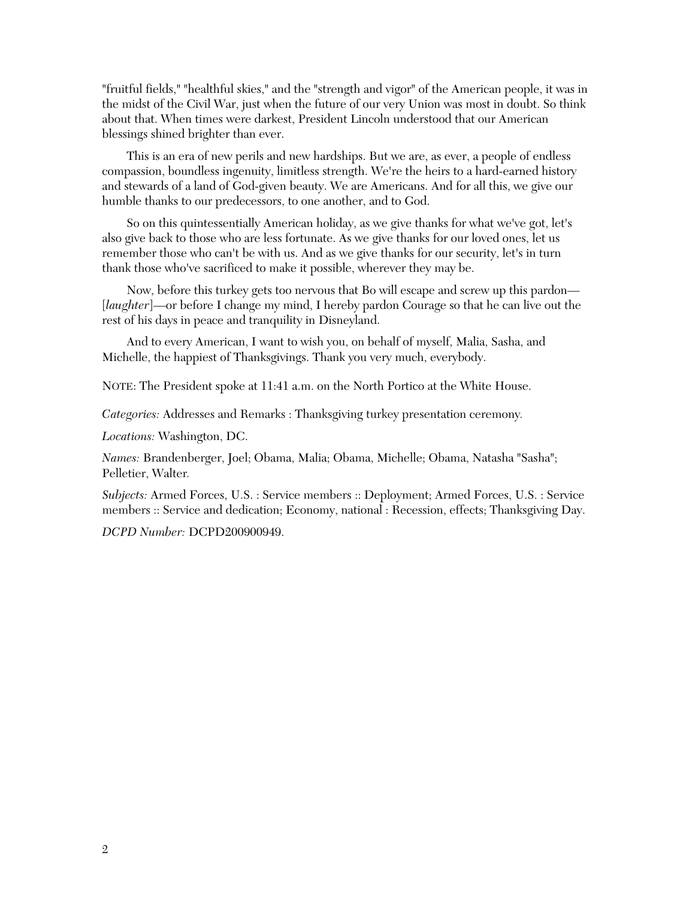"fruitful fields," "healthful skies," and the "strength and vigor" of the American people, it was in the midst of the Civil War, just when the future of our very Union was most in doubt. So think about that. When times were darkest, President Lincoln understood that our American blessings shined brighter than ever.

This is an era of new perils and new hardships. But we are, as ever, a people of endless compassion, boundless ingenuity, limitless strength. We're the heirs to a hard-earned history and stewards of a land of God-given beauty. We are Americans. And for all this, we give our humble thanks to our predecessors, to one another, and to God.

So on this quintessentially American holiday, as we give thanks for what we've got, let's also give back to those who are less fortunate. As we give thanks for our loved ones, let us remember those who can't be with us. And as we give thanks for our security, let's in turn thank those who've sacrificed to make it possible, wherever they may be.

Now, before this turkey gets too nervous that Bo will escape and screw up this pardon—[*laughter*]—or before I change my mind, I hereby pardon Courage so that he can live out the rest of his days in peace and tranquility in Disneyland.

And to every American, I want to wish you, on behalf of myself, Malia, Sasha, and Michelle, the happiest of Thanksgivings. Thank you very much, everybody.

NOTE: The President spoke at 11:41 a.m. on the North Portico at the White House.

*Categories:* Addresses and Remarks : Thanksgiving turkey presentation ceremony.

*Locations:* Washington, DC.

*Names:* Brandenberger, Joel; Obama, Malia; Obama, Michelle; Obama, Natasha "Sasha"; Pelletier, Walter.

*Subjects:* Armed Forces, U.S. : Service members :: Deployment; Armed Forces, U.S. : Service members :: Service and dedication; Economy, national : Recession, effects; Thanksgiving Day.

*DCPD Number:* DCPD200900949.